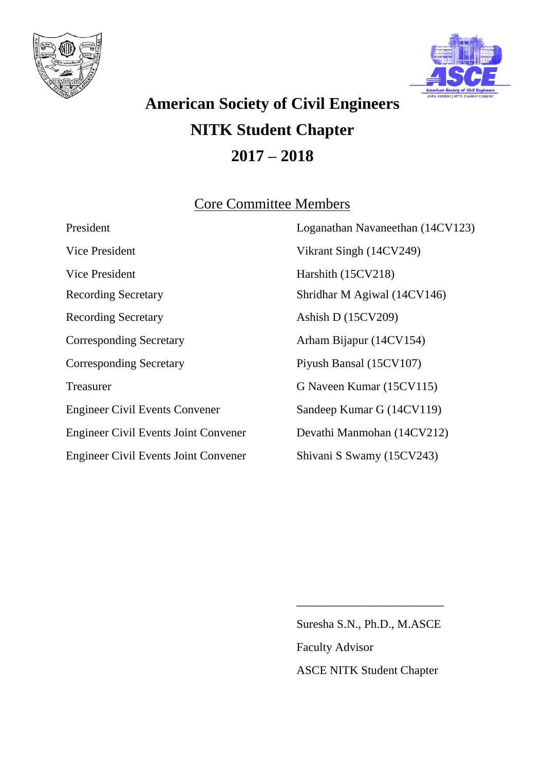# American Society of Civil Engineers
# NITK Student Chapter
# 2017 – 2018

## Core Committee Members

| | |
|---|---|
| President | Loganathan Navaneethan (14CV123) |
| Vice President | Vikrant Singh (14CV249) |
| Vice President | Harshith (15CV218) |
| Recording Secretary | Shridhar M Agiwal (14CV146) |
| Recording Secretary | Ashish D (15CV209) |
| Corresponding Secretary | Arham Bijapur (14CV154) |
| Corresponding Secretary | Piyush Bansal (15CV107) |
| Treasurer | G Naveen Kumar (15CV115) |
| Engineer Civil Events Convener | Sandeep Kumar G (14CV119) |
| Engineer Civil Events Joint Convener | Devathi Manmohan (14CV212) |
| Engineer Civil Events Joint Convener | Shivani S Swamy (15CV243) |

___________________________

Suresha S.N., Ph.D., M.ASCE

Faculty Advisor

ASCE NITK Student Chapter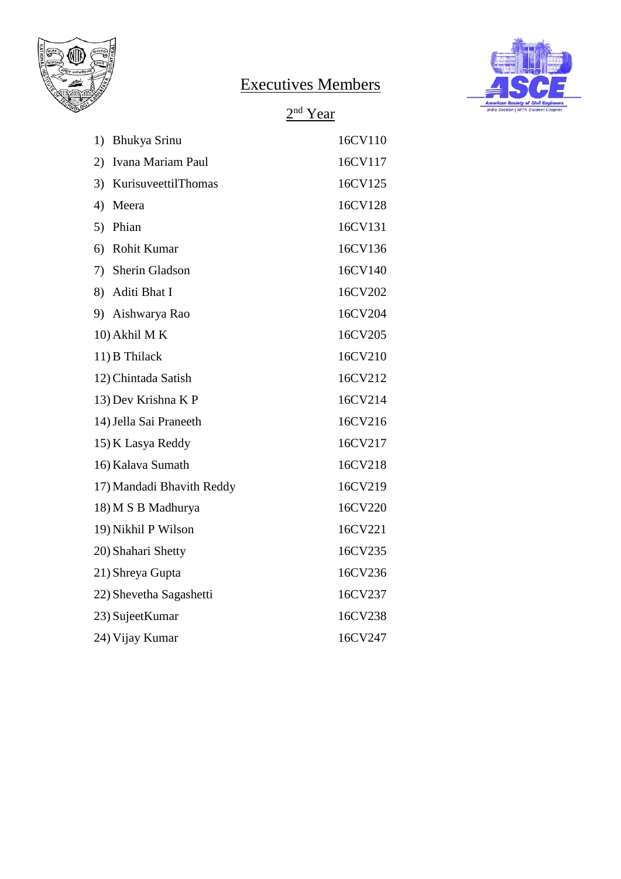# Executives Members

## 2nd Year

1) Bhukya Srinu 16CV110
2) Ivana Mariam Paul 16CV117
3) KurisuveettilThomas 16CV125
4) Meera 16CV128
5) Phian 16CV131
6) Rohit Kumar 16CV136
7) Sherin Gladson 16CV140
8) Aditi Bhat I 16CV202
9) Aishwarya Rao 16CV204
10) Akhil M K 16CV205
11) B Thilack 16CV210
12) Chintada Satish 16CV212
13) Dev Krishna K P 16CV214
14) Jella Sai Praneeth 16CV216
15) K Lasya Reddy 16CV217
16) Kalava Sumath 16CV218
17) Mandadi Bhavith Reddy 16CV219
18) M S B Madhurya 16CV220
19) Nikhil P Wilson 16CV221
20) Shahari Shetty 16CV235
21) Shreya Gupta 16CV236
22) Shevetha Sagashetti 16CV237
23) SujeetKumar 16CV238
24) Vijay Kumar 16CV247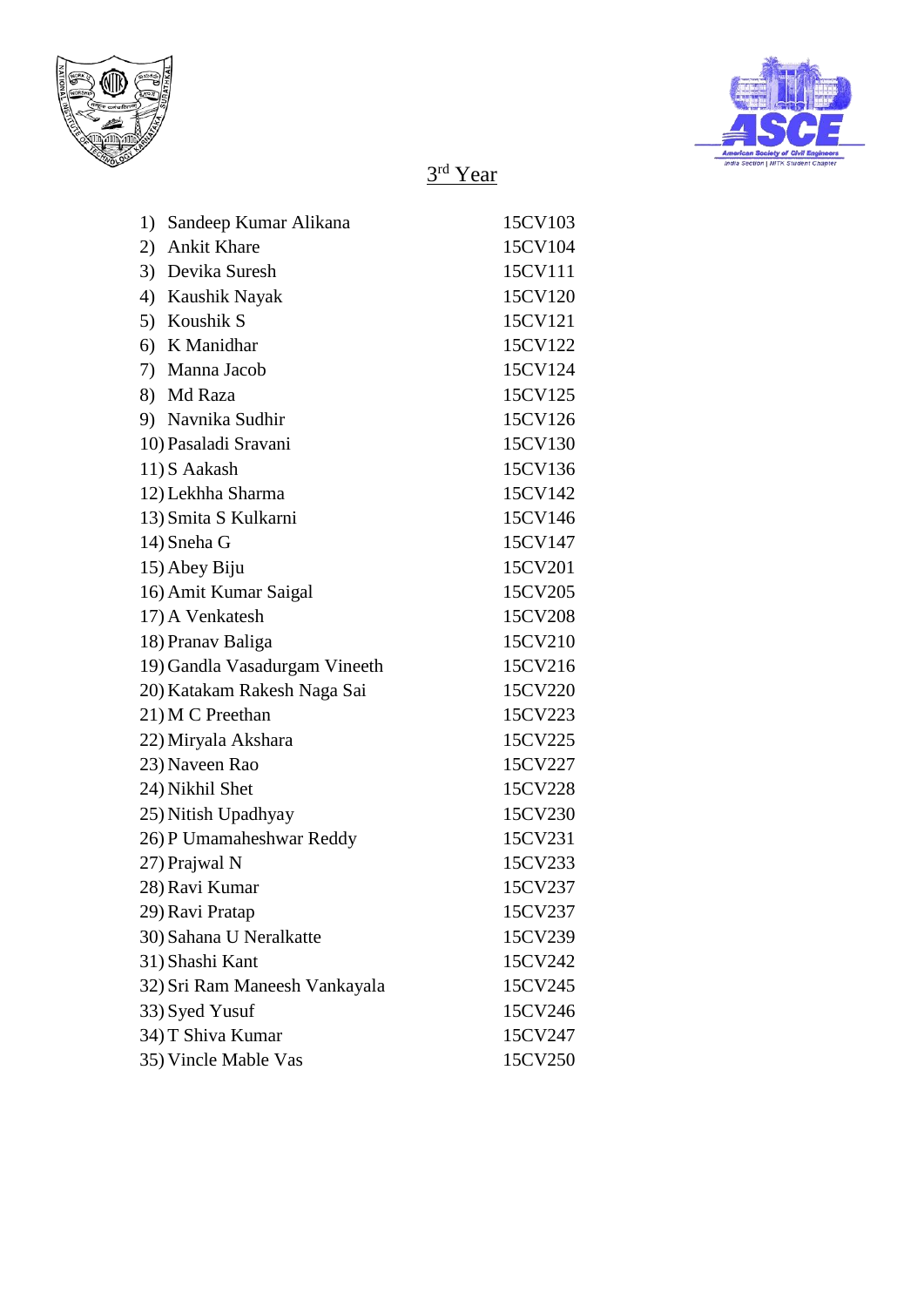## 3rd Year

| | |
|---|---|
| 1) Sandeep Kumar Alikana | 15CV103 |
| 2) Ankit Khare | 15CV104 |
| 3) Devika Suresh | 15CV111 |
| 4) Kaushik Nayak | 15CV120 |
| 5) Koushik S | 15CV121 |
| 6) K Manidhar | 15CV122 |
| 7) Manna Jacob | 15CV124 |
| 8) Md Raza | 15CV125 |
| 9) Navnika Sudhir | 15CV126 |
| 10) Pasaladi Sravani | 15CV130 |
| 11) S Aakash | 15CV136 |
| 12) Lekhha Sharma | 15CV142 |
| 13) Smita S Kulkarni | 15CV146 |
| 14) Sneha G | 15CV147 |
| 15) Abey Biju | 15CV201 |
| 16) Amit Kumar Saigal | 15CV205 |
| 17) A Venkatesh | 15CV208 |
| 18) Pranav Baliga | 15CV210 |
| 19) Gandla Vasadurgam Vineeth | 15CV216 |
| 20) Katakam Rakesh Naga Sai | 15CV220 |
| 21) M C Preethan | 15CV223 |
| 22) Miryala Akshara | 15CV225 |
| 23) Naveen Rao | 15CV227 |
| 24) Nikhil Shet | 15CV228 |
| 25) Nitish Upadhyay | 15CV230 |
| 26) P Umamaheshwar Reddy | 15CV231 |
| 27) Prajwal N | 15CV233 |
| 28) Ravi Kumar | 15CV237 |
| 29) Ravi Pratap | 15CV237 |
| 30) Sahana U Neralkatte | 15CV239 |
| 31) Shashi Kant | 15CV242 |
| 32) Sri Ram Maneesh Vankayala | 15CV245 |
| 33) Syed Yusuf | 15CV246 |
| 34) T Shiva Kumar | 15CV247 |
| 35) Vincle Mable Vas | 15CV250 |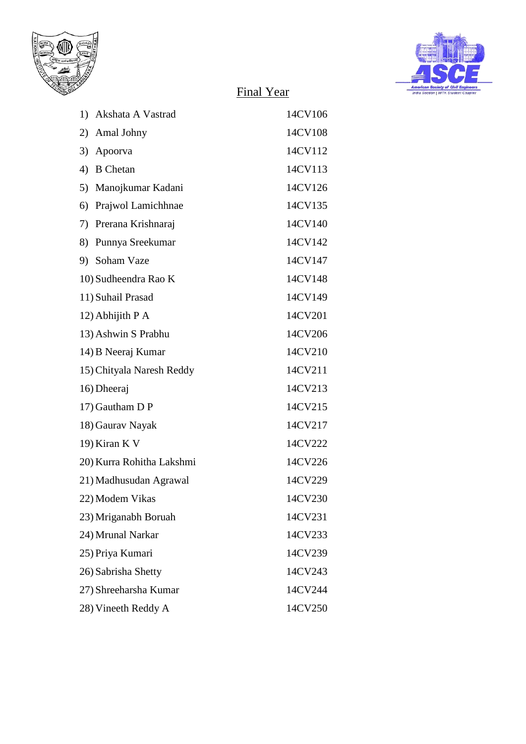## Final Year

| | | |
|---|---|---|
| 1) | Akshata A Vastrad | 14CV106 |
| 2) | Amal Johny | 14CV108 |
| 3) | Apoorva | 14CV112 |
| 4) | B Chetan | 14CV113 |
| 5) | Manojkumar Kadani | 14CV126 |
| 6) | Prajwol Lamichhnae | 14CV135 |
| 7) | Prerana Krishnaraj | 14CV140 |
| 8) | Punnya Sreekumar | 14CV142 |
| 9) | Soham Vaze | 14CV147 |
| 10) | Sudheendra Rao K | 14CV148 |
| 11) | Suhail Prasad | 14CV149 |
| 12) | Abhijith P A | 14CV201 |
| 13) | Ashwin S Prabhu | 14CV206 |
| 14) | B Neeraj Kumar | 14CV210 |
| 15) | Chityala Naresh Reddy | 14CV211 |
| 16) | Dheeraj | 14CV213 |
| 17) | Gautham D P | 14CV215 |
| 18) | Gaurav Nayak | 14CV217 |
| 19) | Kiran K V | 14CV222 |
| 20) | Kurra Rohitha Lakshmi | 14CV226 |
| 21) | Madhusudan Agrawal | 14CV229 |
| 22) | Modem Vikas | 14CV230 |
| 23) | Mriganabh Boruah | 14CV231 |
| 24) | Mrunal Narkar | 14CV233 |
| 25) | Priya Kumari | 14CV239 |
| 26) | Sabrisha Shetty | 14CV243 |
| 27) | Shreeharsha Kumar | 14CV244 |
| 28) | Vineeth Reddy A | 14CV250 |